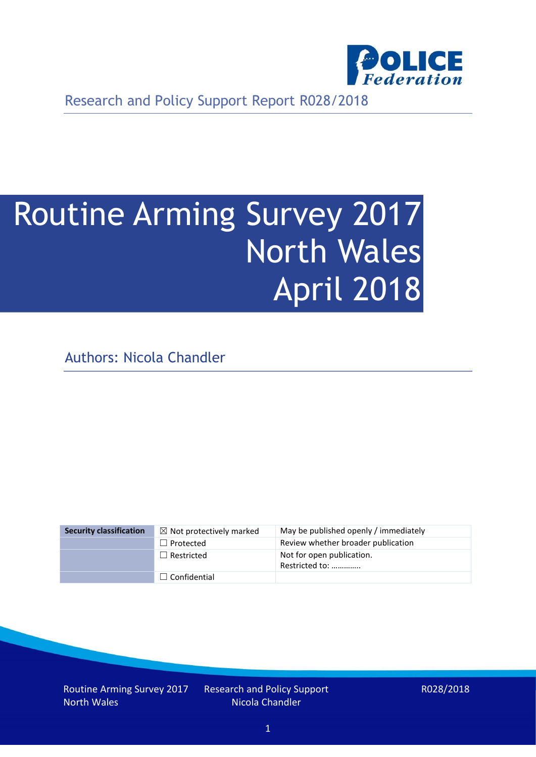Research and Policy Support Report R028/2018

# Routine Arming Survey 2017 North Wales April 2018

Authors: Nicola Chandler

| Security classification | ☒ Not protectively marked | May be published openly / immediately |
| --- | --- | --- |
| | ☐ Protected | Review whether broader publication |
| | ☐ Restricted | Not for open publication. Restricted to: ………….. |
| | ☐ Confidential | |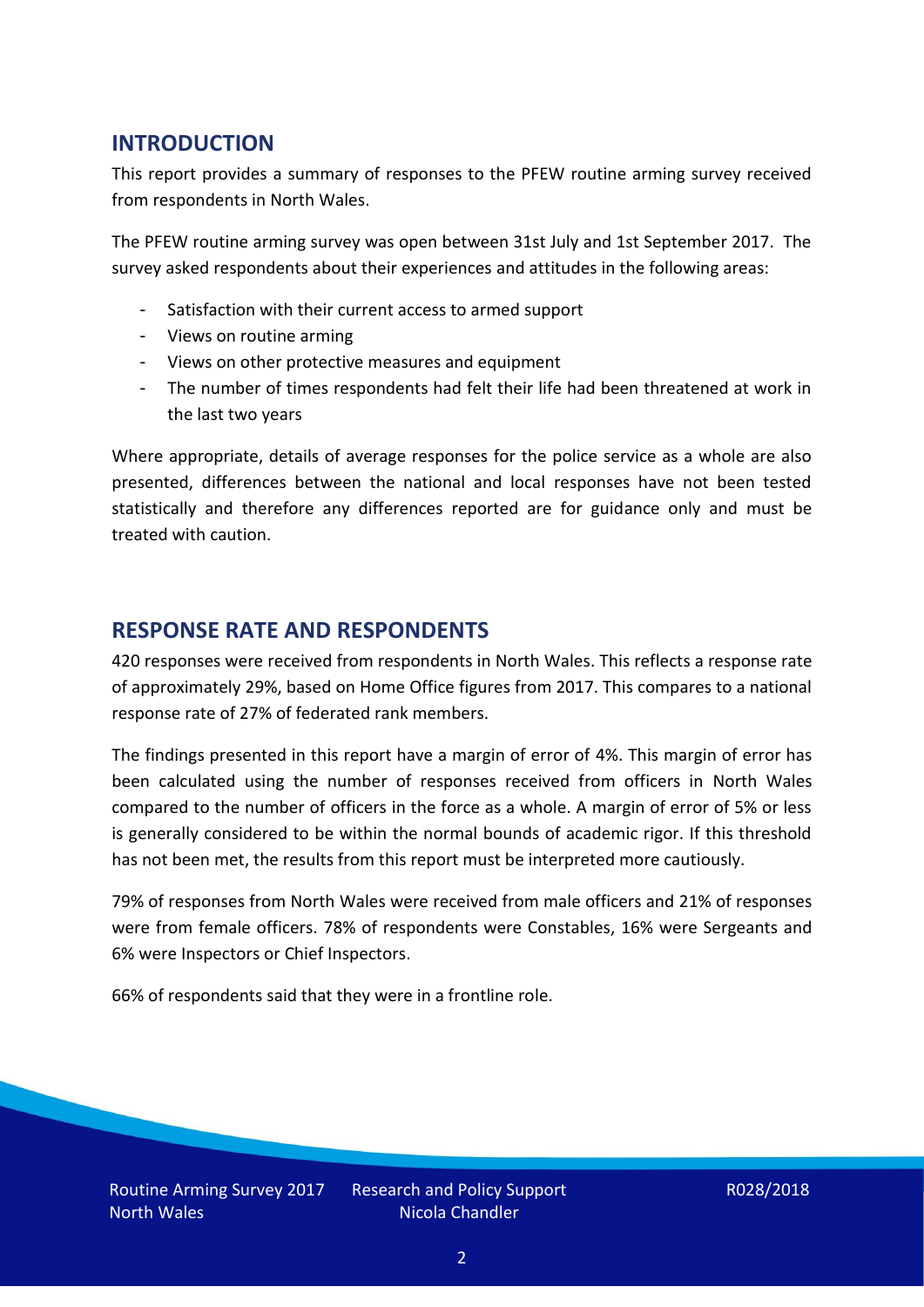## INTRODUCTION

This report provides a summary of responses to the PFEW routine arming survey received from respondents in North Wales.

The PFEW routine arming survey was open between 31st July and 1st September 2017. The survey asked respondents about their experiences and attitudes in the following areas:

- Satisfaction with their current access to armed support
- Views on routine arming
- Views on other protective measures and equipment
- The number of times respondents had felt their life had been threatened at work in the last two years

Where appropriate, details of average responses for the police service as a whole are also presented, differences between the national and local responses have not been tested statistically and therefore any differences reported are for guidance only and must be treated with caution.

## RESPONSE RATE AND RESPONDENTS

420 responses were received from respondents in North Wales. This reflects a response rate of approximately 29%, based on Home Office figures from 2017. This compares to a national response rate of 27% of federated rank members.

The findings presented in this report have a margin of error of 4%. This margin of error has been calculated using the number of responses received from officers in North Wales compared to the number of officers in the force as a whole. A margin of error of 5% or less is generally considered to be within the normal bounds of academic rigor. If this threshold has not been met, the results from this report must be interpreted more cautiously.

79% of responses from North Wales were received from male officers and 21% of responses were from female officers. 78% of respondents were Constables, 16% were Sergeants and 6% were Inspectors or Chief Inspectors.

66% of respondents said that they were in a frontline role.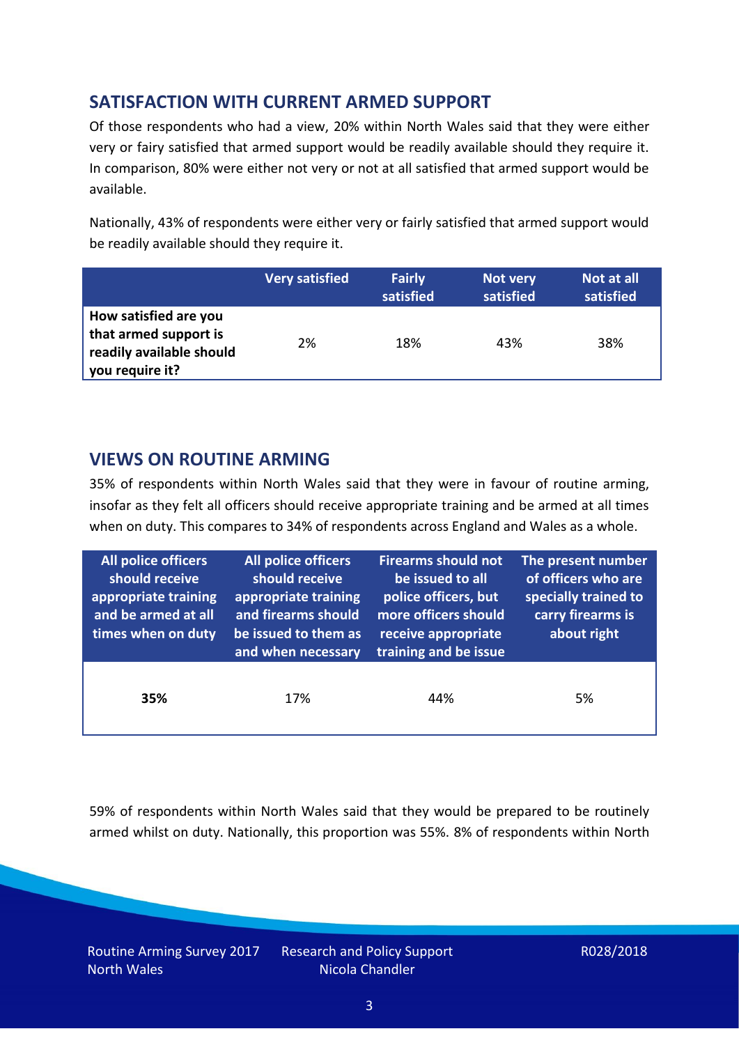## SATISFACTION WITH CURRENT ARMED SUPPORT

Of those respondents who had a view, 20% within North Wales said that they were either very or fairy satisfied that armed support would be readily available should they require it. In comparison, 80% were either not very or not at all satisfied that armed support would be available.

Nationally, 43% of respondents were either very or fairly satisfied that armed support would be readily available should they require it.

| | Very satisfied | Fairly satisfied | Not very satisfied | Not at all satisfied |
|---|---|---|---|---|
| **How satisfied are you that armed support is readily available should you require it?** | 2% | 18% | 43% | 38% |

## VIEWS ON ROUTINE ARMING

35% of respondents within North Wales said that they were in favour of routine arming, insofar as they felt all officers should receive appropriate training and be armed at all times when on duty. This compares to 34% of respondents across England and Wales as a whole.

| All police officers should receive appropriate training and be armed at all times when on duty | All police officers should receive appropriate training and firearms should be issued to them as and when necessary | Firearms should not be issued to all police officers, but more officers should receive appropriate training and be issue | The present number of officers who are specially trained to carry firearms is about right |
|---|---|---|---|
| **35%** | 17% | 44% | 5% |

59% of respondents within North Wales said that they would be prepared to be routinely armed whilst on duty. Nationally, this proportion was 55%. 8% of respondents within North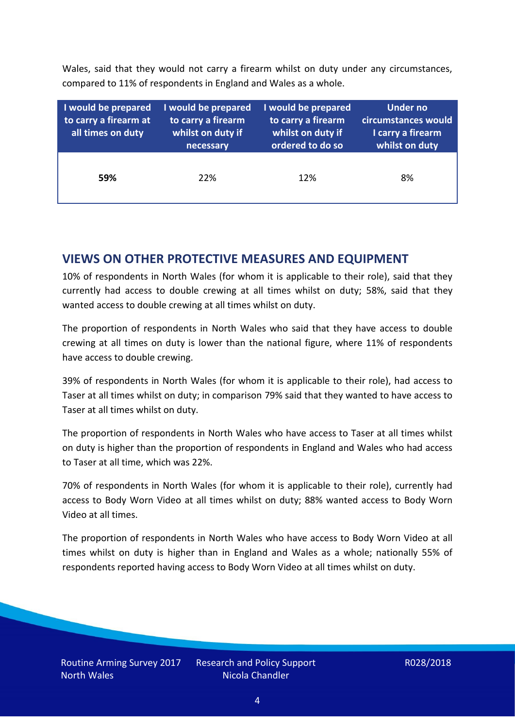Wales, said that they would not carry a firearm whilst on duty under any circumstances, compared to 11% of respondents in England and Wales as a whole.

| I would be prepared to carry a firearm at all times on duty | I would be prepared to carry a firearm whilst on duty if necessary | I would be prepared to carry a firearm whilst on duty if ordered to do so | Under no circumstances would I carry a firearm whilst on duty |
|---|---|---|---|
| **59%** | 22% | 12% | 8% |

## VIEWS ON OTHER PROTECTIVE MEASURES AND EQUIPMENT

10% of respondents in North Wales (for whom it is applicable to their role), said that they currently had access to double crewing at all times whilst on duty; 58%, said that they wanted access to double crewing at all times whilst on duty.

The proportion of respondents in North Wales who said that they have access to double crewing at all times on duty is lower than the national figure, where 11% of respondents have access to double crewing.

39% of respondents in North Wales (for whom it is applicable to their role), had access to Taser at all times whilst on duty; in comparison 79% said that they wanted to have access to Taser at all times whilst on duty.

The proportion of respondents in North Wales who have access to Taser at all times whilst on duty is higher than the proportion of respondents in England and Wales who had access to Taser at all time, which was 22%.

70% of respondents in North Wales (for whom it is applicable to their role), currently had access to Body Worn Video at all times whilst on duty; 88% wanted access to Body Worn Video at all times.

The proportion of respondents in North Wales who have access to Body Worn Video at all times whilst on duty is higher than in England and Wales as a whole; nationally 55% of respondents reported having access to Body Worn Video at all times whilst on duty.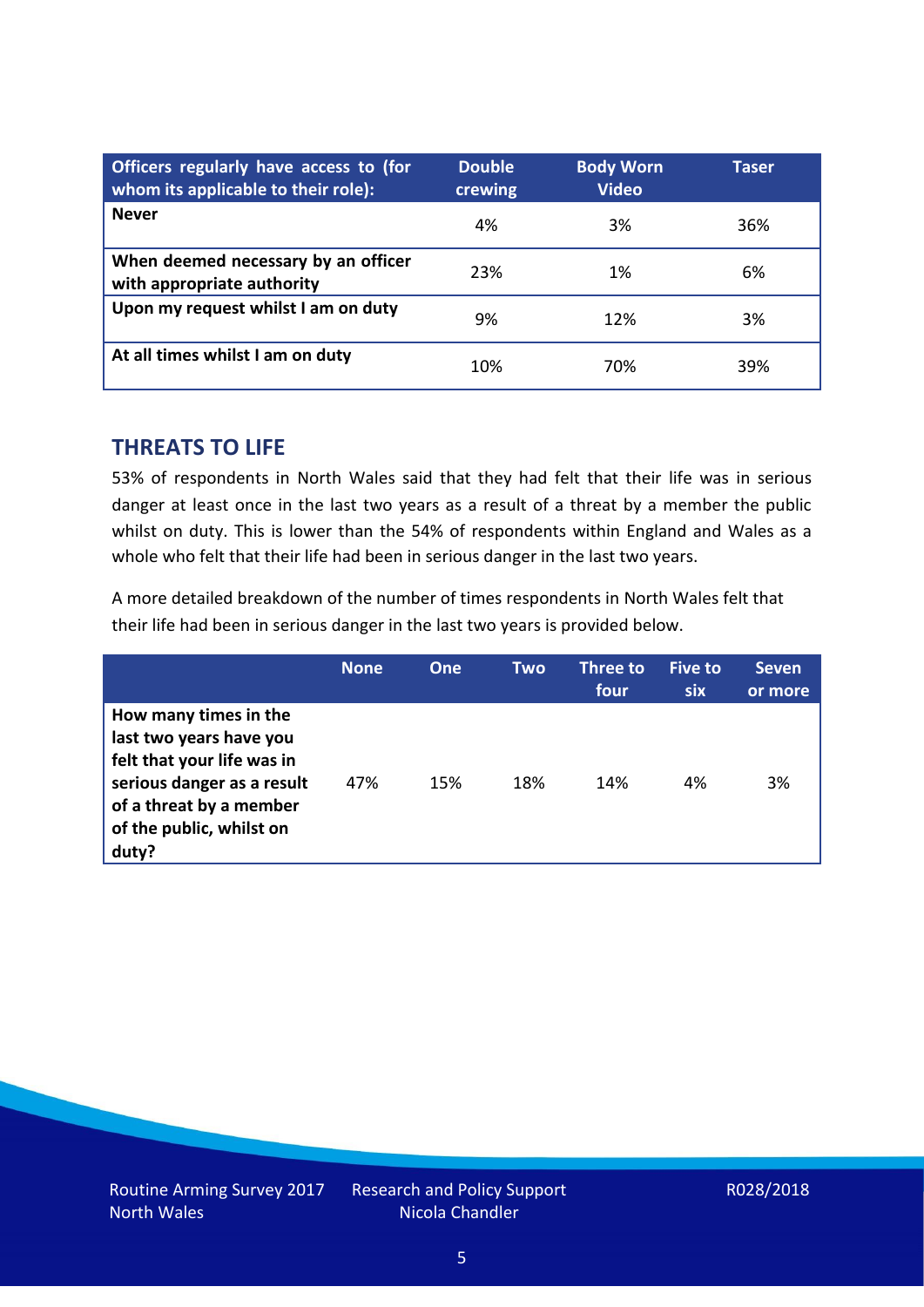| Officers regularly have access to (for whom its applicable to their role): | Double crewing | Body Worn Video | Taser |
|---|---|---|---|
| **Never** | 4% | 3% | 36% |
| **When deemed necessary by an officer with appropriate authority** | 23% | 1% | 6% |
| **Upon my request whilst I am on duty** | 9% | 12% | 3% |
| **At all times whilst I am on duty** | 10% | 70% | 39% |

## THREATS TO LIFE

53% of respondents in North Wales said that they had felt that their life was in serious danger at least once in the last two years as a result of a threat by a member the public whilst on duty. This is lower than the 54% of respondents within England and Wales as a whole who felt that their life had been in serious danger in the last two years.

A more detailed breakdown of the number of times respondents in North Wales felt that their life had been in serious danger in the last two years is provided below.

| | None | One | Two | Three to four | Five to six | Seven or more |
|---|---|---|---|---|---|---|
| **How many times in the last two years have you felt that your life was in serious danger as a result of a threat by a member of the public, whilst on duty?** | 47% | 15% | 18% | 14% | 4% | 3% |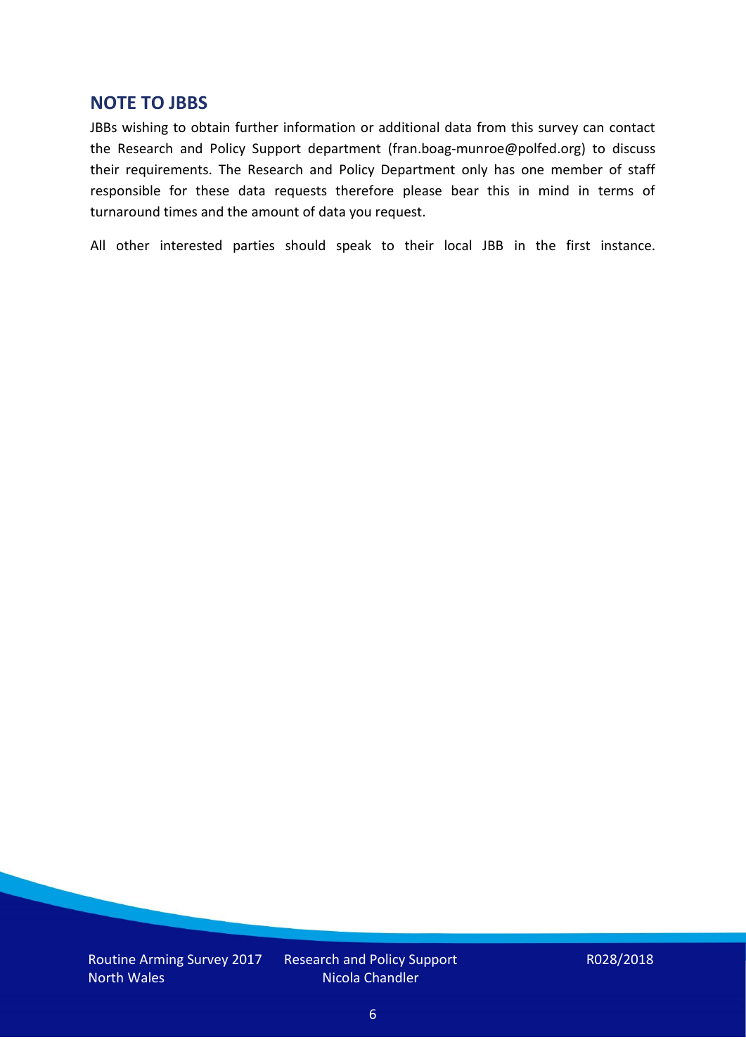## NOTE TO JBBS

JBBs wishing to obtain further information or additional data from this survey can contact the Research and Policy Support department (fran.boag-munroe@polfed.org) to discuss their requirements. The Research and Policy Department only has one member of staff responsible for these data requests therefore please bear this in mind in terms of turnaround times and the amount of data you request.

All other interested parties should speak to their local JBB in the first instance.